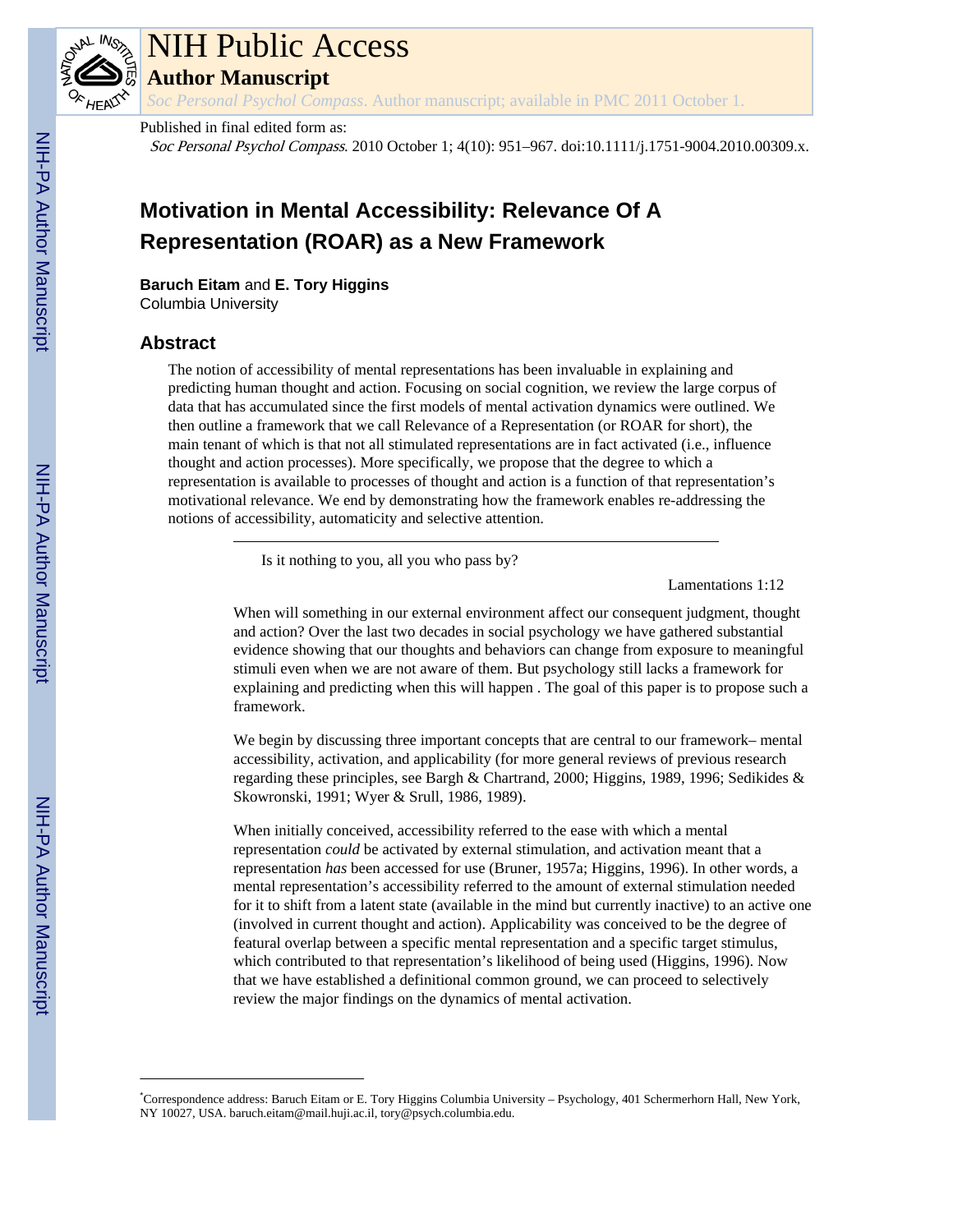# NIH Public Access

## Author Manuscript

*Soc Personal Psychol Compass*. Author manuscript; available in PMC 2011 October 1.

Published in final edited form as:

*Soc Personal Psychol Compass*. 2010 October 1; 4(10): 951–967. doi:10.1111/j.1751-9004.2010.00309.x.

# Motivation in Mental Accessibility: Relevance Of A Representation (ROAR) as a New Framework

**Baruch Eitam** and **E. Tory Higgins**

Columbia University

## Abstract

The notion of accessibility of mental representations has been invaluable in explaining and predicting human thought and action. Focusing on social cognition, we review the large corpus of data that has accumulated since the first models of mental activation dynamics were outlined. We then outline a framework that we call Relevance of a Representation (or ROAR for short), the main tenant of which is that not all stimulated representations are in fact activated (i.e., influence thought and action processes). More specifically, we propose that the degree to which a representation is available to processes of thought and action is a function of that representation's motivational relevance. We end by demonstrating how the framework enables re-addressing the notions of accessibility, automaticity and selective attention.

---

Is it nothing to you, all you who pass by?

Lamentations 1:12

When will something in our external environment affect our consequent judgment, thought and action? Over the last two decades in social psychology we have gathered substantial evidence showing that our thoughts and behaviors can change from exposure to meaningful stimuli even when we are not aware of them. But psychology still lacks a framework for explaining and predicting when this will happen . The goal of this paper is to propose such a framework.

We begin by discussing three important concepts that are central to our framework– mental accessibility, activation, and applicability (for more general reviews of previous research regarding these principles, see Bargh & Chartrand, 2000; Higgins, 1989, 1996; Sedikides & Skowronski, 1991; Wyer & Srull, 1986, 1989).

When initially conceived, accessibility referred to the ease with which a mental representation *could* be activated by external stimulation, and activation meant that a representation *has* been accessed for use (Bruner, 1957a; Higgins, 1996). In other words, a mental representation's accessibility referred to the amount of external stimulation needed for it to shift from a latent state (available in the mind but currently inactive) to an active one (involved in current thought and action). Applicability was conceived to be the degree of featural overlap between a specific mental representation and a specific target stimulus, which contributed to that representation's likelihood of being used (Higgins, 1996). Now that we have established a definitional common ground, we can proceed to selectively review the major findings on the dynamics of mental activation.

---

*Correspondence address: Baruch Eitam or E. Tory Higgins Columbia University – Psychology, 401 Schermerhorn Hall, New York, NY 10027, USA. baruch.eitam@mail.huji.ac.il, tory@psych.columbia.edu.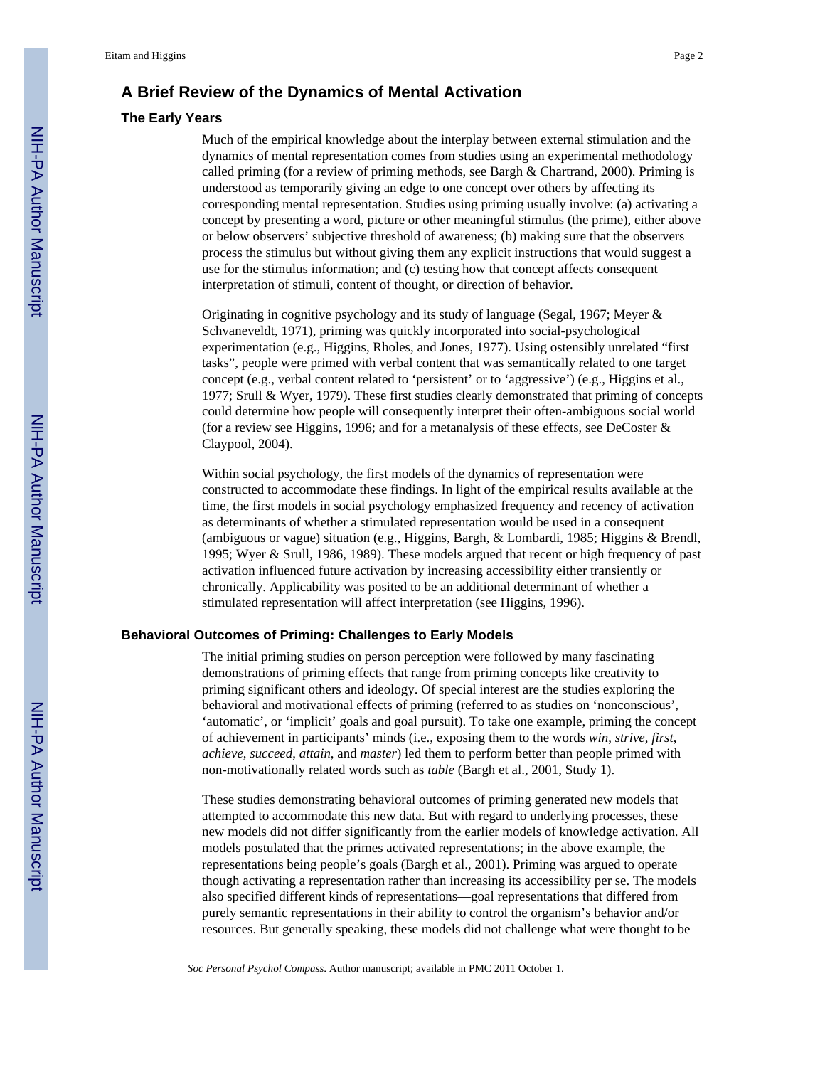## A Brief Review of the Dynamics of Mental Activation

### The Early Years

Much of the empirical knowledge about the interplay between external stimulation and the dynamics of mental representation comes from studies using an experimental methodology called priming (for a review of priming methods, see Bargh & Chartrand, 2000). Priming is understood as temporarily giving an edge to one concept over others by affecting its corresponding mental representation. Studies using priming usually involve: (a) activating a concept by presenting a word, picture or other meaningful stimulus (the prime), either above or below observers' subjective threshold of awareness; (b) making sure that the observers process the stimulus but without giving them any explicit instructions that would suggest a use for the stimulus information; and (c) testing how that concept affects consequent interpretation of stimuli, content of thought, or direction of behavior.

Originating in cognitive psychology and its study of language (Segal, 1967; Meyer & Schvaneveldt, 1971), priming was quickly incorporated into social-psychological experimentation (e.g., Higgins, Rholes, and Jones, 1977). Using ostensibly unrelated "first tasks", people were primed with verbal content that was semantically related to one target concept (e.g., verbal content related to 'persistent' or to 'aggressive') (e.g., Higgins et al., 1977; Srull & Wyer, 1979). These first studies clearly demonstrated that priming of concepts could determine how people will consequently interpret their often-ambiguous social world (for a review see Higgins, 1996; and for a metanalysis of these effects, see DeCoster & Claypool, 2004).

Within social psychology, the first models of the dynamics of representation were constructed to accommodate these findings. In light of the empirical results available at the time, the first models in social psychology emphasized frequency and recency of activation as determinants of whether a stimulated representation would be used in a consequent (ambiguous or vague) situation (e.g., Higgins, Bargh, & Lombardi, 1985; Higgins & Brendl, 1995; Wyer & Srull, 1986, 1989). These models argued that recent or high frequency of past activation influenced future activation by increasing accessibility either transiently or chronically. Applicability was posited to be an additional determinant of whether a stimulated representation will affect interpretation (see Higgins, 1996).

### Behavioral Outcomes of Priming: Challenges to Early Models

The initial priming studies on person perception were followed by many fascinating demonstrations of priming effects that range from priming concepts like creativity to priming significant others and ideology. Of special interest are the studies exploring the behavioral and motivational effects of priming (referred to as studies on 'nonconscious', 'automatic', or 'implicit' goals and goal pursuit). To take one example, priming the concept of achievement in participants' minds (i.e., exposing them to the words *win*, *strive*, *first*, *achieve*, *succeed*, *attain*, and *master*) led them to perform better than people primed with non-motivationally related words such as *table* (Bargh et al., 2001, Study 1).

These studies demonstrating behavioral outcomes of priming generated new models that attempted to accommodate this new data. But with regard to underlying processes, these new models did not differ significantly from the earlier models of knowledge activation. All models postulated that the primes activated representations; in the above example, the representations being people's goals (Bargh et al., 2001). Priming was argued to operate though activating a representation rather than increasing its accessibility per se. The models also specified different kinds of representations—goal representations that differed from purely semantic representations in their ability to control the organism's behavior and/or resources. But generally speaking, these models did not challenge what were thought to be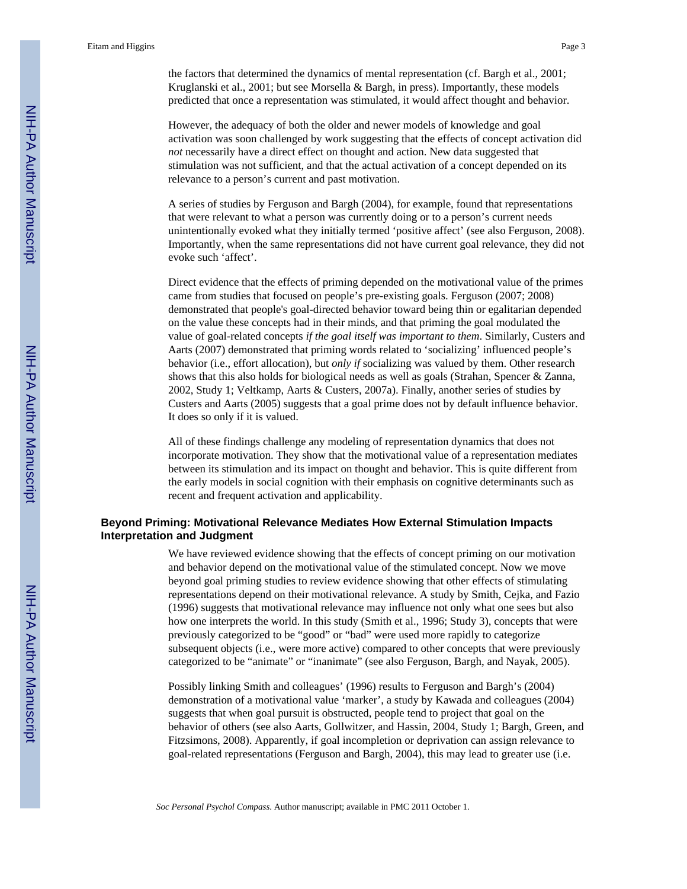the factors that determined the dynamics of mental representation (cf. Bargh et al., 2001; Kruglanski et al., 2001; but see Morsella & Bargh, in press). Importantly, these models predicted that once a representation was stimulated, it would affect thought and behavior.

However, the adequacy of both the older and newer models of knowledge and goal activation was soon challenged by work suggesting that the effects of concept activation did *not* necessarily have a direct effect on thought and action. New data suggested that stimulation was not sufficient, and that the actual activation of a concept depended on its relevance to a person's current and past motivation.

A series of studies by Ferguson and Bargh (2004), for example, found that representations that were relevant to what a person was currently doing or to a person's current needs unintentionally evoked what they initially termed 'positive affect' (see also Ferguson, 2008). Importantly, when the same representations did not have current goal relevance, they did not evoke such 'affect'.

Direct evidence that the effects of priming depended on the motivational value of the primes came from studies that focused on people's pre-existing goals. Ferguson (2007; 2008) demonstrated that people's goal-directed behavior toward being thin or egalitarian depended on the value these concepts had in their minds, and that priming the goal modulated the value of goal-related concepts *if the goal itself was important to them*. Similarly, Custers and Aarts (2007) demonstrated that priming words related to 'socializing' influenced people's behavior (i.e., effort allocation), but *only if* socializing was valued by them. Other research shows that this also holds for biological needs as well as goals (Strahan, Spencer & Zanna, 2002, Study 1; Veltkamp, Aarts & Custers, 2007a). Finally, another series of studies by Custers and Aarts (2005) suggests that a goal prime does not by default influence behavior. It does so only if it is valued.

All of these findings challenge any modeling of representation dynamics that does not incorporate motivation. They show that the motivational value of a representation mediates between its stimulation and its impact on thought and behavior. This is quite different from the early models in social cognition with their emphasis on cognitive determinants such as recent and frequent activation and applicability.

## Beyond Priming: Motivational Relevance Mediates How External Stimulation Impacts Interpretation and Judgment

We have reviewed evidence showing that the effects of concept priming on our motivation and behavior depend on the motivational value of the stimulated concept. Now we move beyond goal priming studies to review evidence showing that other effects of stimulating representations depend on their motivational relevance. A study by Smith, Cejka, and Fazio (1996) suggests that motivational relevance may influence not only what one sees but also how one interprets the world. In this study (Smith et al., 1996; Study 3), concepts that were previously categorized to be "good" or "bad" were used more rapidly to categorize subsequent objects (i.e., were more active) compared to other concepts that were previously categorized to be "animate" or "inanimate" (see also Ferguson, Bargh, and Nayak, 2005).

Possibly linking Smith and colleagues' (1996) results to Ferguson and Bargh's (2004) demonstration of a motivational value 'marker', a study by Kawada and colleagues (2004) suggests that when goal pursuit is obstructed, people tend to project that goal on the behavior of others (see also Aarts, Gollwitzer, and Hassin, 2004, Study 1; Bargh, Green, and Fitzsimons, 2008). Apparently, if goal incompletion or deprivation can assign relevance to goal-related representations (Ferguson and Bargh, 2004), this may lead to greater use (i.e.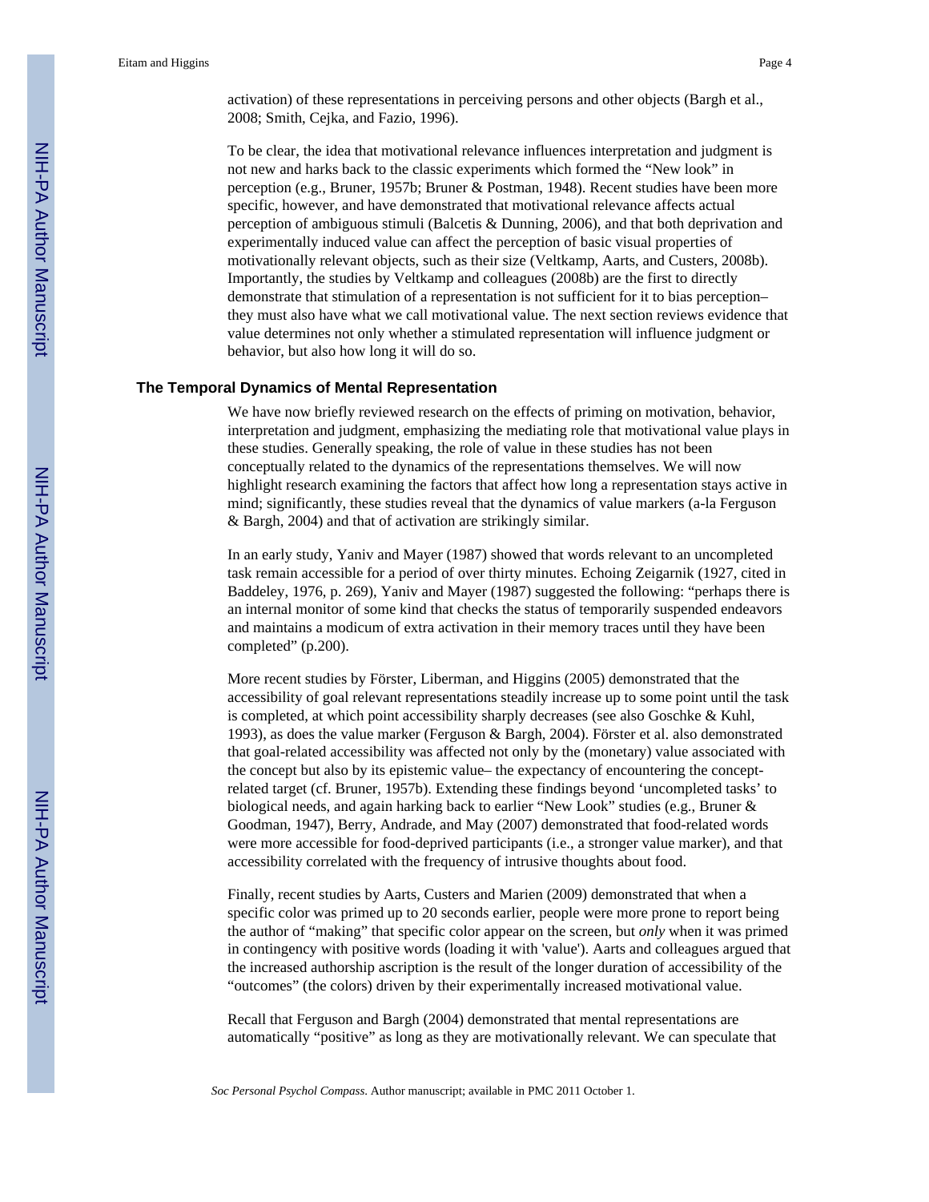activation) of these representations in perceiving persons and other objects (Bargh et al., 2008; Smith, Cejka, and Fazio, 1996).

To be clear, the idea that motivational relevance influences interpretation and judgment is not new and harks back to the classic experiments which formed the "New look" in perception (e.g., Bruner, 1957b; Bruner & Postman, 1948). Recent studies have been more specific, however, and have demonstrated that motivational relevance affects actual perception of ambiguous stimuli (Balcetis & Dunning, 2006), and that both deprivation and experimentally induced value can affect the perception of basic visual properties of motivationally relevant objects, such as their size (Veltkamp, Aarts, and Custers, 2008b). Importantly, the studies by Veltkamp and colleagues (2008b) are the first to directly demonstrate that stimulation of a representation is not sufficient for it to bias perception– they must also have what we call motivational value. The next section reviews evidence that value determines not only whether a stimulated representation will influence judgment or behavior, but also how long it will do so.

## The Temporal Dynamics of Mental Representation

We have now briefly reviewed research on the effects of priming on motivation, behavior, interpretation and judgment, emphasizing the mediating role that motivational value plays in these studies. Generally speaking, the role of value in these studies has not been conceptually related to the dynamics of the representations themselves. We will now highlight research examining the factors that affect how long a representation stays active in mind; significantly, these studies reveal that the dynamics of value markers (a-la Ferguson & Bargh, 2004) and that of activation are strikingly similar.

In an early study, Yaniv and Mayer (1987) showed that words relevant to an uncompleted task remain accessible for a period of over thirty minutes. Echoing Zeigarnik (1927, cited in Baddeley, 1976, p. 269), Yaniv and Mayer (1987) suggested the following: "perhaps there is an internal monitor of some kind that checks the status of temporarily suspended endeavors and maintains a modicum of extra activation in their memory traces until they have been completed" (p.200).

More recent studies by Förster, Liberman, and Higgins (2005) demonstrated that the accessibility of goal relevant representations steadily increase up to some point until the task is completed, at which point accessibility sharply decreases (see also Goschke & Kuhl, 1993), as does the value marker (Ferguson & Bargh, 2004). Förster et al. also demonstrated that goal-related accessibility was affected not only by the (monetary) value associated with the concept but also by its epistemic value– the expectancy of encountering the concept-related target (cf. Bruner, 1957b). Extending these findings beyond 'uncompleted tasks' to biological needs, and again harking back to earlier "New Look" studies (e.g., Bruner & Goodman, 1947), Berry, Andrade, and May (2007) demonstrated that food-related words were more accessible for food-deprived participants (i.e., a stronger value marker), and that accessibility correlated with the frequency of intrusive thoughts about food.

Finally, recent studies by Aarts, Custers and Marien (2009) demonstrated that when a specific color was primed up to 20 seconds earlier, people were more prone to report being the author of "making" that specific color appear on the screen, but *only* when it was primed in contingency with positive words (loading it with 'value'). Aarts and colleagues argued that the increased authorship ascription is the result of the longer duration of accessibility of the "outcomes" (the colors) driven by their experimentally increased motivational value.

Recall that Ferguson and Bargh (2004) demonstrated that mental representations are automatically "positive" as long as they are motivationally relevant. We can speculate that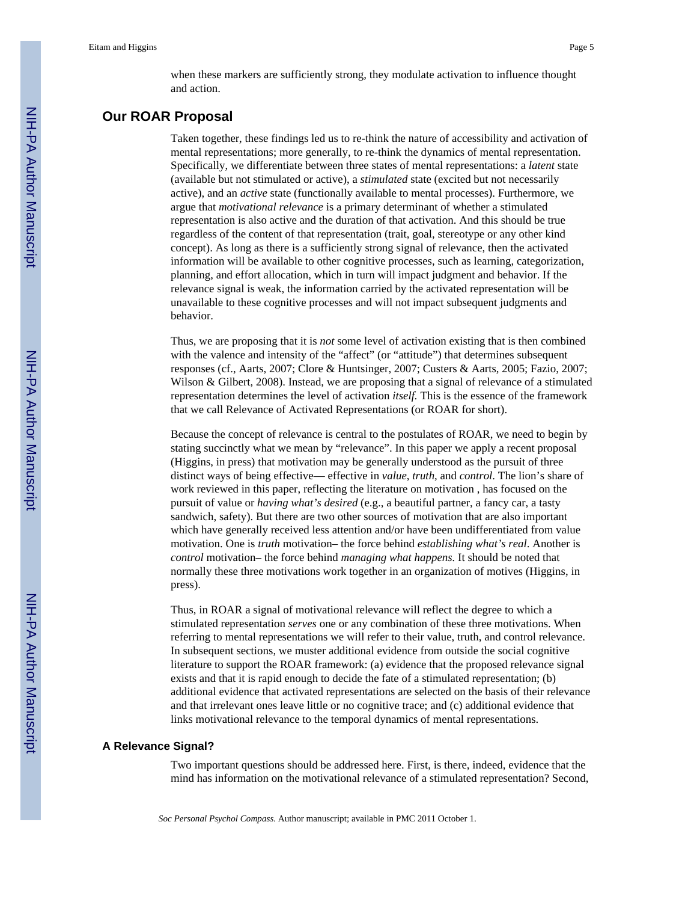when these markers are sufficiently strong, they modulate activation to influence thought and action.

## Our ROAR Proposal

Taken together, these findings led us to re-think the nature of accessibility and activation of mental representations; more generally, to re-think the dynamics of mental representation. Specifically, we differentiate between three states of mental representations: a *latent* state (available but not stimulated or active), a *stimulated* state (excited but not necessarily active), and an *active* state (functionally available to mental processes). Furthermore, we argue that *motivational relevance* is a primary determinant of whether a stimulated representation is also active and the duration of that activation. And this should be true regardless of the content of that representation (trait, goal, stereotype or any other kind concept). As long as there is a sufficiently strong signal of relevance, then the activated information will be available to other cognitive processes, such as learning, categorization, planning, and effort allocation, which in turn will impact judgment and behavior. If the relevance signal is weak, the information carried by the activated representation will be unavailable to these cognitive processes and will not impact subsequent judgments and behavior.

Thus, we are proposing that it is *not* some level of activation existing that is then combined with the valence and intensity of the "affect" (or "attitude") that determines subsequent responses (cf., Aarts, 2007; Clore & Huntsinger, 2007; Custers & Aarts, 2005; Fazio, 2007; Wilson & Gilbert, 2008). Instead, we are proposing that a signal of relevance of a stimulated representation determines the level of activation *itself.* This is the essence of the framework that we call Relevance of Activated Representations (or ROAR for short).

Because the concept of relevance is central to the postulates of ROAR, we need to begin by stating succinctly what we mean by "relevance". In this paper we apply a recent proposal (Higgins, in press) that motivation may be generally understood as the pursuit of three distinct ways of being effective— effective in *value*, *truth*, and *control*. The lion's share of work reviewed in this paper, reflecting the literature on motivation , has focused on the pursuit of value or *having what's desired* (e.g., a beautiful partner, a fancy car, a tasty sandwich, safety). But there are two other sources of motivation that are also important which have generally received less attention and/or have been undifferentiated from value motivation. One is *truth* motivation– the force behind *establishing what's real*. Another is *control* motivation– the force behind *managing what happens.* It should be noted that normally these three motivations work together in an organization of motives (Higgins, in press).

Thus, in ROAR a signal of motivational relevance will reflect the degree to which a stimulated representation *serves* one or any combination of these three motivations. When referring to mental representations we will refer to their value, truth, and control relevance. In subsequent sections, we muster additional evidence from outside the social cognitive literature to support the ROAR framework: (a) evidence that the proposed relevance signal exists and that it is rapid enough to decide the fate of a stimulated representation; (b) additional evidence that activated representations are selected on the basis of their relevance and that irrelevant ones leave little or no cognitive trace; and (c) additional evidence that links motivational relevance to the temporal dynamics of mental representations.

### A Relevance Signal?

Two important questions should be addressed here. First, is there, indeed, evidence that the mind has information on the motivational relevance of a stimulated representation? Second,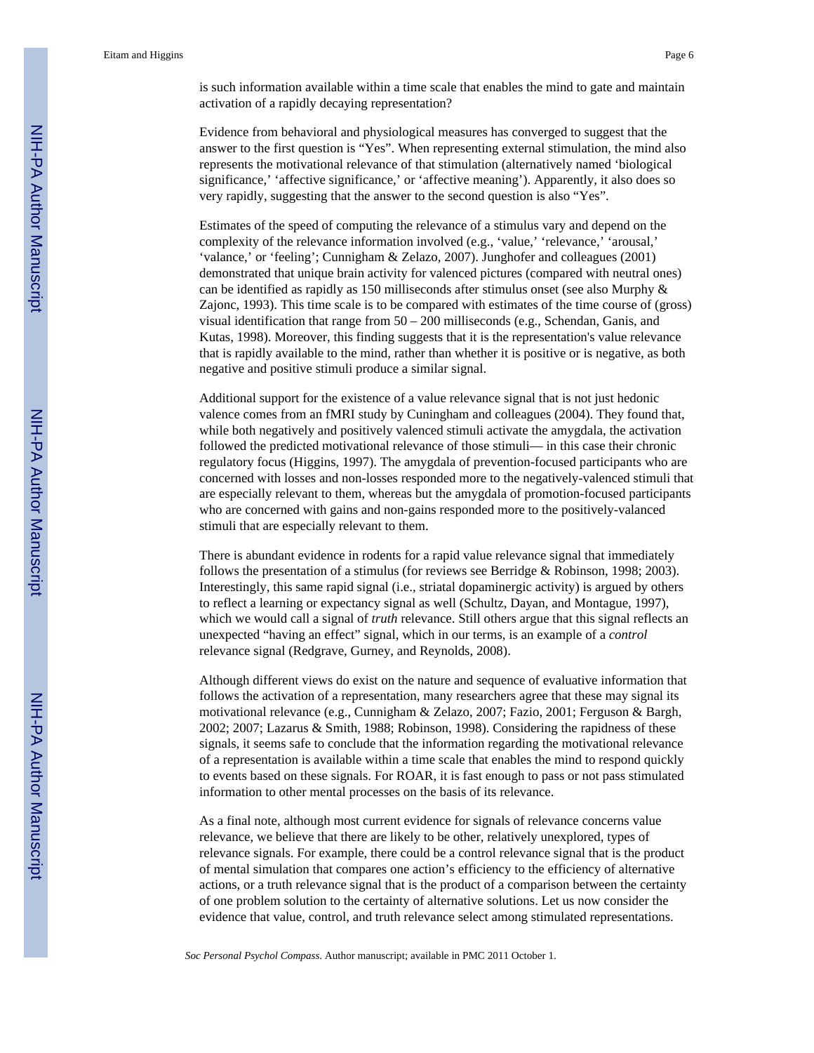is such information available within a time scale that enables the mind to gate and maintain activation of a rapidly decaying representation?

Evidence from behavioral and physiological measures has converged to suggest that the answer to the first question is "Yes". When representing external stimulation, the mind also represents the motivational relevance of that stimulation (alternatively named 'biological significance,' 'affective significance,' or 'affective meaning'). Apparently, it also does so very rapidly, suggesting that the answer to the second question is also "Yes".

Estimates of the speed of computing the relevance of a stimulus vary and depend on the complexity of the relevance information involved (e.g., 'value,' 'relevance,' 'arousal,' 'valance,' or 'feeling'; Cunnigham & Zelazo, 2007). Junghofer and colleagues (2001) demonstrated that unique brain activity for valenced pictures (compared with neutral ones) can be identified as rapidly as 150 milliseconds after stimulus onset (see also Murphy & Zajonc, 1993). This time scale is to be compared with estimates of the time course of (gross) visual identification that range from 50 – 200 milliseconds (e.g., Schendan, Ganis, and Kutas, 1998). Moreover, this finding suggests that it is the representation's value relevance that is rapidly available to the mind, rather than whether it is positive or is negative, as both negative and positive stimuli produce a similar signal.

Additional support for the existence of a value relevance signal that is not just hedonic valence comes from an fMRI study by Cuningham and colleagues (2004). They found that, while both negatively and positively valenced stimuli activate the amygdala, the activation followed the predicted motivational relevance of those stimuli— in this case their chronic regulatory focus (Higgins, 1997). The amygdala of prevention-focused participants who are concerned with losses and non-losses responded more to the negatively-valenced stimuli that are especially relevant to them, whereas but the amygdala of promotion-focused participants who are concerned with gains and non-gains responded more to the positively-valanced stimuli that are especially relevant to them.

There is abundant evidence in rodents for a rapid value relevance signal that immediately follows the presentation of a stimulus (for reviews see Berridge & Robinson, 1998; 2003). Interestingly, this same rapid signal (i.e., striatal dopaminergic activity) is argued by others to reflect a learning or expectancy signal as well (Schultz, Dayan, and Montague, 1997), which we would call a signal of *truth* relevance. Still others argue that this signal reflects an unexpected "having an effect" signal, which in our terms, is an example of a *control* relevance signal (Redgrave, Gurney, and Reynolds, 2008).

Although different views do exist on the nature and sequence of evaluative information that follows the activation of a representation, many researchers agree that these may signal its motivational relevance (e.g., Cunnigham & Zelazo, 2007; Fazio, 2001; Ferguson & Bargh, 2002; 2007; Lazarus & Smith, 1988; Robinson, 1998). Considering the rapidness of these signals, it seems safe to conclude that the information regarding the motivational relevance of a representation is available within a time scale that enables the mind to respond quickly to events based on these signals. For ROAR, it is fast enough to pass or not pass stimulated information to other mental processes on the basis of its relevance.

As a final note, although most current evidence for signals of relevance concerns value relevance, we believe that there are likely to be other, relatively unexplored, types of relevance signals. For example, there could be a control relevance signal that is the product of mental simulation that compares one action's efficiency to the efficiency of alternative actions, or a truth relevance signal that is the product of a comparison between the certainty of one problem solution to the certainty of alternative solutions. Let us now consider the evidence that value, control, and truth relevance select among stimulated representations.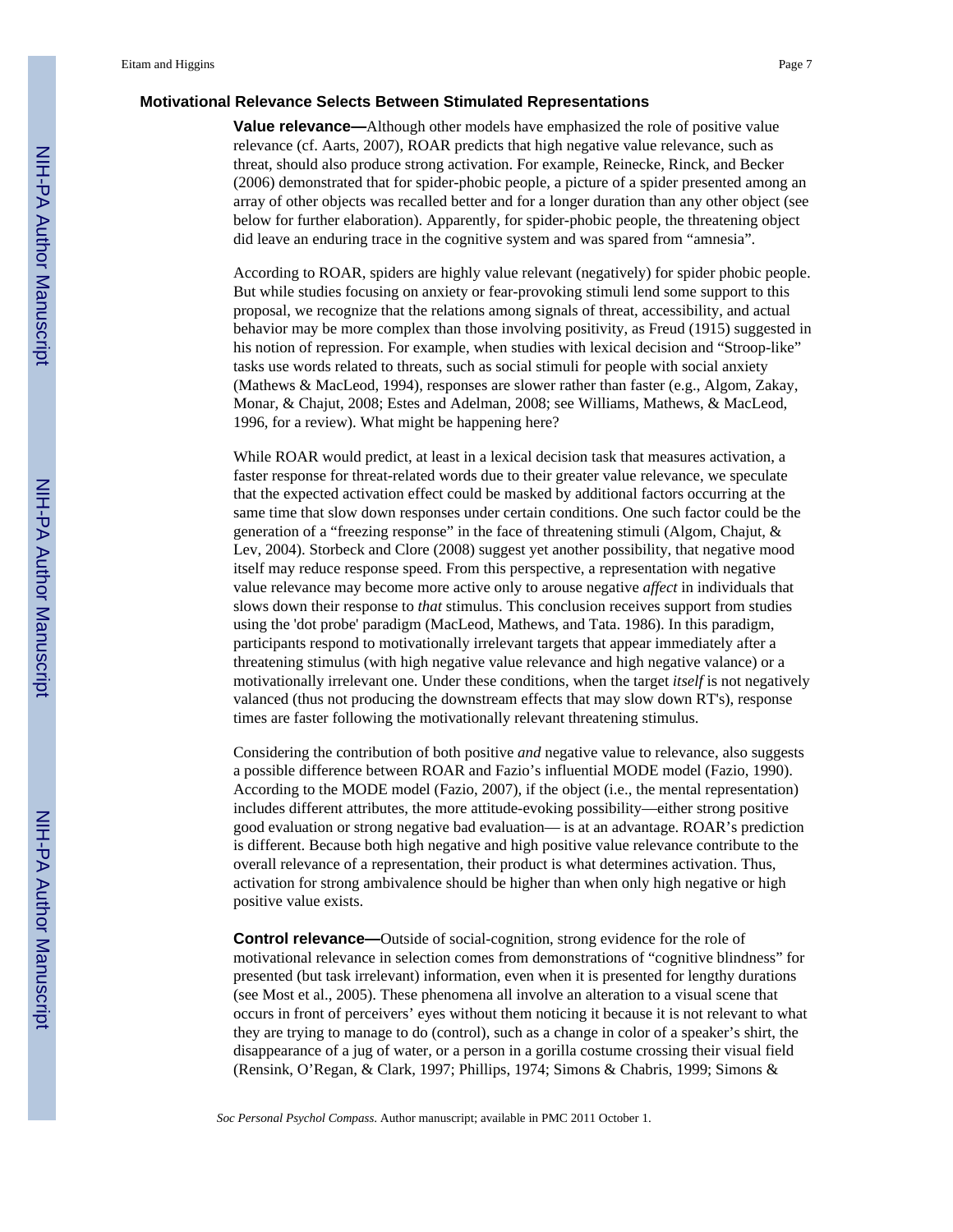### Motivational Relevance Selects Between Stimulated Representations

**Value relevance—**Although other models have emphasized the role of positive value relevance (cf. Aarts, 2007), ROAR predicts that high negative value relevance, such as threat, should also produce strong activation. For example, Reinecke, Rinck, and Becker (2006) demonstrated that for spider-phobic people, a picture of a spider presented among an array of other objects was recalled better and for a longer duration than any other object (see below for further elaboration). Apparently, for spider-phobic people, the threatening object did leave an enduring trace in the cognitive system and was spared from "amnesia".

According to ROAR, spiders are highly value relevant (negatively) for spider phobic people. But while studies focusing on anxiety or fear-provoking stimuli lend some support to this proposal, we recognize that the relations among signals of threat, accessibility, and actual behavior may be more complex than those involving positivity, as Freud (1915) suggested in his notion of repression. For example, when studies with lexical decision and "Stroop-like" tasks use words related to threats, such as social stimuli for people with social anxiety (Mathews & MacLeod, 1994), responses are slower rather than faster (e.g., Algom, Zakay, Monar, & Chajut, 2008; Estes and Adelman, 2008; see Williams, Mathews, & MacLeod, 1996, for a review). What might be happening here?

While ROAR would predict, at least in a lexical decision task that measures activation, a faster response for threat-related words due to their greater value relevance, we speculate that the expected activation effect could be masked by additional factors occurring at the same time that slow down responses under certain conditions. One such factor could be the generation of a "freezing response" in the face of threatening stimuli (Algom, Chajut, & Lev, 2004). Storbeck and Clore (2008) suggest yet another possibility, that negative mood itself may reduce response speed. From this perspective, a representation with negative value relevance may become more active only to arouse negative *affect* in individuals that slows down their response to *that* stimulus. This conclusion receives support from studies using the 'dot probe' paradigm (MacLeod, Mathews, and Tata. 1986). In this paradigm, participants respond to motivationally irrelevant targets that appear immediately after a threatening stimulus (with high negative value relevance and high negative valance) or a motivationally irrelevant one. Under these conditions, when the target *itself* is not negatively valanced (thus not producing the downstream effects that may slow down RT's), response times are faster following the motivationally relevant threatening stimulus.

Considering the contribution of both positive *and* negative value to relevance, also suggests a possible difference between ROAR and Fazio's influential MODE model (Fazio, 1990). According to the MODE model (Fazio, 2007), if the object (i.e., the mental representation) includes different attributes, the more attitude-evoking possibility—either strong positive good evaluation or strong negative bad evaluation— is at an advantage. ROAR's prediction is different. Because both high negative and high positive value relevance contribute to the overall relevance of a representation, their product is what determines activation. Thus, activation for strong ambivalence should be higher than when only high negative or high positive value exists.

**Control relevance—**Outside of social-cognition, strong evidence for the role of motivational relevance in selection comes from demonstrations of "cognitive blindness" for presented (but task irrelevant) information, even when it is presented for lengthy durations (see Most et al., 2005). These phenomena all involve an alteration to a visual scene that occurs in front of perceivers' eyes without them noticing it because it is not relevant to what they are trying to manage to do (control), such as a change in color of a speaker's shirt, the disappearance of a jug of water, or a person in a gorilla costume crossing their visual field (Rensink, O'Regan, & Clark, 1997; Phillips, 1974; Simons & Chabris, 1999; Simons &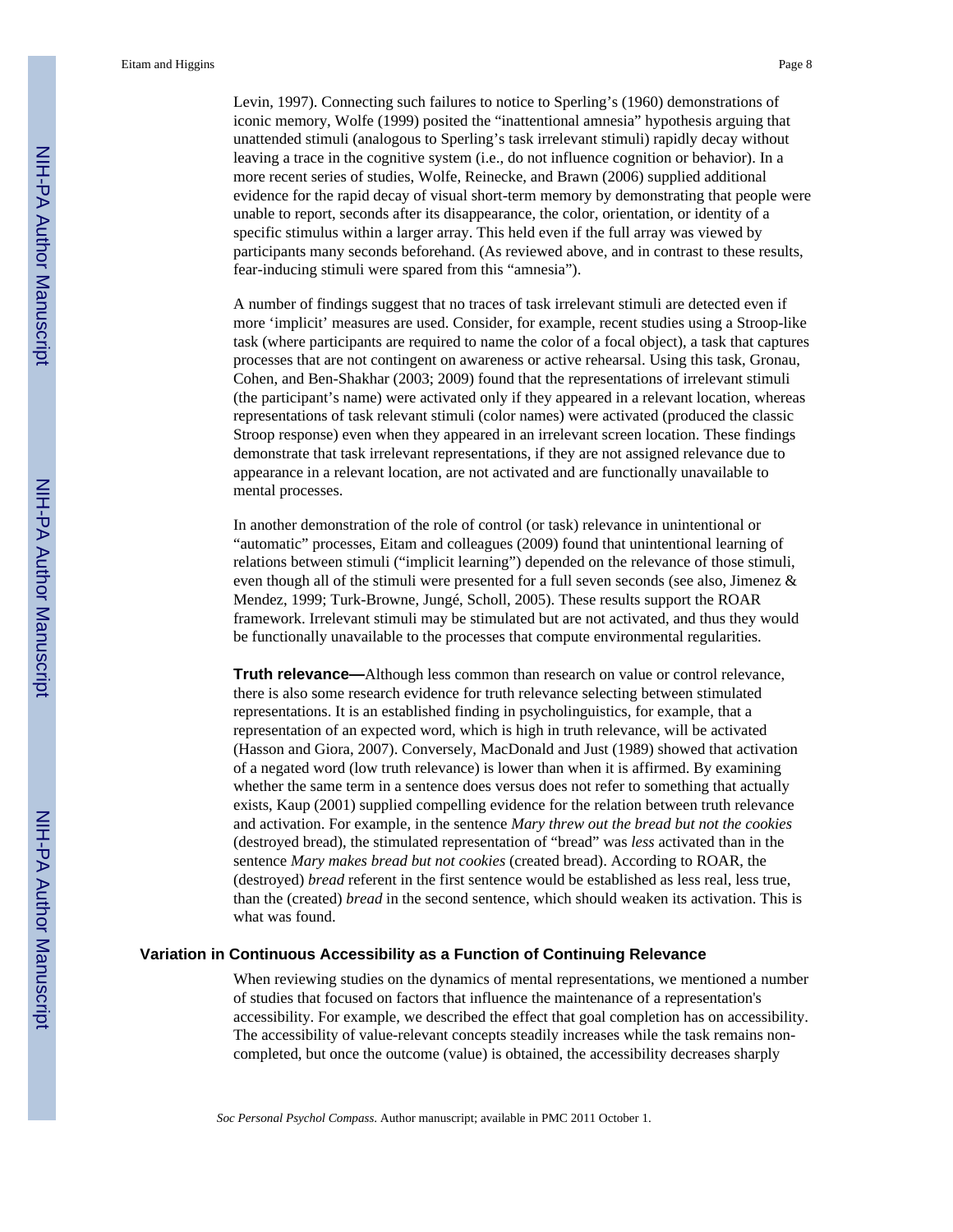Levin, 1997). Connecting such failures to notice to Sperling's (1960) demonstrations of iconic memory, Wolfe (1999) posited the "inattentional amnesia" hypothesis arguing that unattended stimuli (analogous to Sperling's task irrelevant stimuli) rapidly decay without leaving a trace in the cognitive system (i.e., do not influence cognition or behavior). In a more recent series of studies, Wolfe, Reinecke, and Brawn (2006) supplied additional evidence for the rapid decay of visual short-term memory by demonstrating that people were unable to report, seconds after its disappearance, the color, orientation, or identity of a specific stimulus within a larger array. This held even if the full array was viewed by participants many seconds beforehand. (As reviewed above, and in contrast to these results, fear-inducing stimuli were spared from this "amnesia").

A number of findings suggest that no traces of task irrelevant stimuli are detected even if more 'implicit' measures are used. Consider, for example, recent studies using a Stroop-like task (where participants are required to name the color of a focal object), a task that captures processes that are not contingent on awareness or active rehearsal. Using this task, Gronau, Cohen, and Ben-Shakhar (2003; 2009) found that the representations of irrelevant stimuli (the participant's name) were activated only if they appeared in a relevant location, whereas representations of task relevant stimuli (color names) were activated (produced the classic Stroop response) even when they appeared in an irrelevant screen location. These findings demonstrate that task irrelevant representations, if they are not assigned relevance due to appearance in a relevant location, are not activated and are functionally unavailable to mental processes.

In another demonstration of the role of control (or task) relevance in unintentional or "automatic" processes, Eitam and colleagues (2009) found that unintentional learning of relations between stimuli ("implicit learning") depended on the relevance of those stimuli, even though all of the stimuli were presented for a full seven seconds (see also, Jimenez & Mendez, 1999; Turk-Browne, Jungé, Scholl, 2005). These results support the ROAR framework. Irrelevant stimuli may be stimulated but are not activated, and thus they would be functionally unavailable to the processes that compute environmental regularities.

**Truth relevance—**Although less common than research on value or control relevance, there is also some research evidence for truth relevance selecting between stimulated representations. It is an established finding in psycholinguistics, for example, that a representation of an expected word, which is high in truth relevance, will be activated (Hasson and Giora, 2007). Conversely, MacDonald and Just (1989) showed that activation of a negated word (low truth relevance) is lower than when it is affirmed. By examining whether the same term in a sentence does versus does not refer to something that actually exists, Kaup (2001) supplied compelling evidence for the relation between truth relevance and activation. For example, in the sentence *Mary threw out the bread but not the cookies* (destroyed bread), the stimulated representation of "bread" was *less* activated than in the sentence *Mary makes bread but not cookies* (created bread). According to ROAR, the (destroyed) *bread* referent in the first sentence would be established as less real, less true, than the (created) *bread* in the second sentence, which should weaken its activation. This is what was found.

### Variation in Continuous Accessibility as a Function of Continuing Relevance

When reviewing studies on the dynamics of mental representations, we mentioned a number of studies that focused on factors that influence the maintenance of a representation's accessibility. For example, we described the effect that goal completion has on accessibility. The accessibility of value-relevant concepts steadily increases while the task remains non-completed, but once the outcome (value) is obtained, the accessibility decreases sharply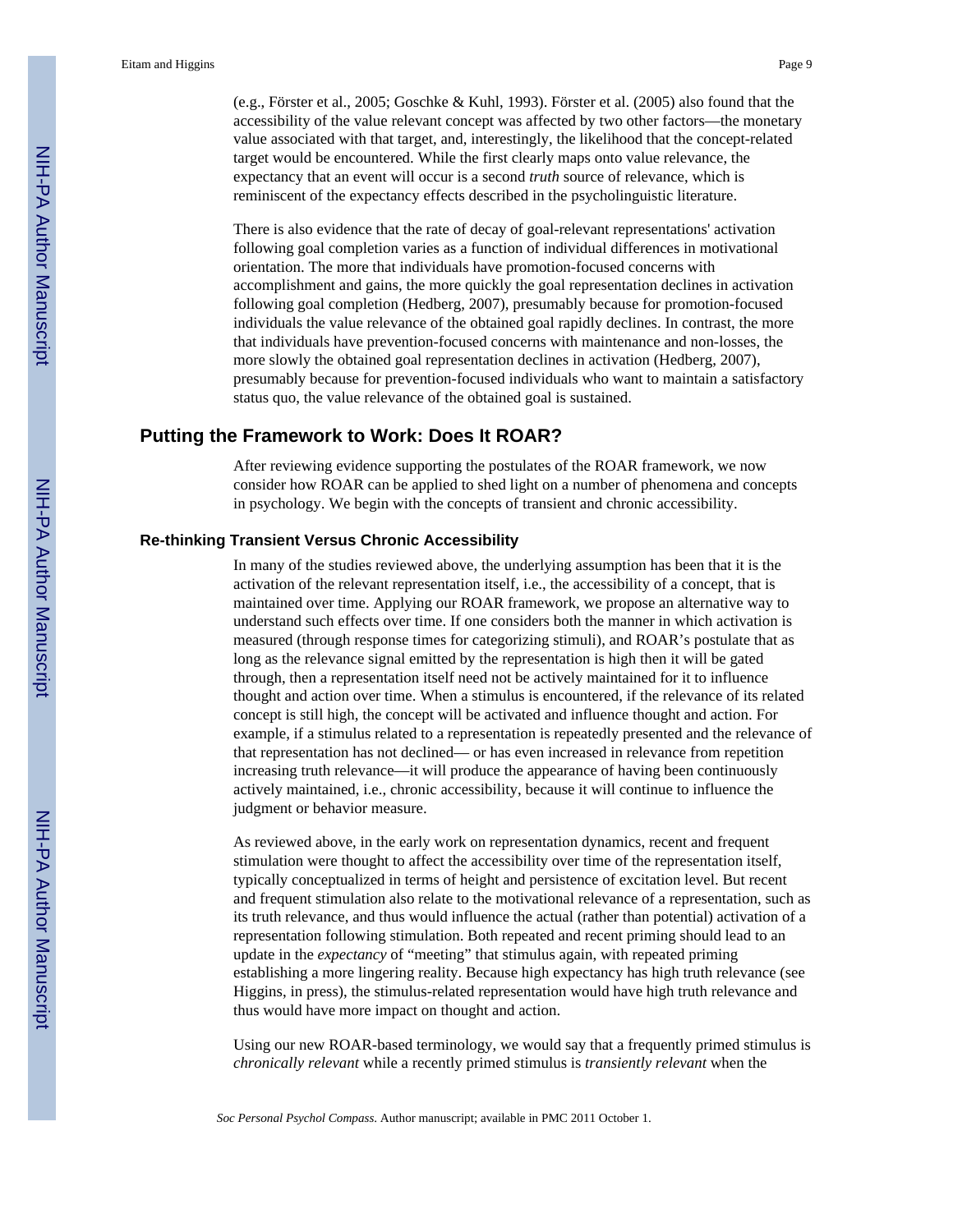(e.g., Förster et al., 2005; Goschke & Kuhl, 1993). Förster et al. (2005) also found that the accessibility of the value relevant concept was affected by two other factors—the monetary value associated with that target, and, interestingly, the likelihood that the concept-related target would be encountered. While the first clearly maps onto value relevance, the expectancy that an event will occur is a second *truth* source of relevance, which is reminiscent of the expectancy effects described in the psycholinguistic literature.

There is also evidence that the rate of decay of goal-relevant representations' activation following goal completion varies as a function of individual differences in motivational orientation. The more that individuals have promotion-focused concerns with accomplishment and gains, the more quickly the goal representation declines in activation following goal completion (Hedberg, 2007), presumably because for promotion-focused individuals the value relevance of the obtained goal rapidly declines. In contrast, the more that individuals have prevention-focused concerns with maintenance and non-losses, the more slowly the obtained goal representation declines in activation (Hedberg, 2007), presumably because for prevention-focused individuals who want to maintain a satisfactory status quo, the value relevance of the obtained goal is sustained.

## Putting the Framework to Work: Does It ROAR?

After reviewing evidence supporting the postulates of the ROAR framework, we now consider how ROAR can be applied to shed light on a number of phenomena and concepts in psychology. We begin with the concepts of transient and chronic accessibility.

### Re-thinking Transient Versus Chronic Accessibility

In many of the studies reviewed above, the underlying assumption has been that it is the activation of the relevant representation itself, i.e., the accessibility of a concept, that is maintained over time. Applying our ROAR framework, we propose an alternative way to understand such effects over time. If one considers both the manner in which activation is measured (through response times for categorizing stimuli), and ROAR's postulate that as long as the relevance signal emitted by the representation is high then it will be gated through, then a representation itself need not be actively maintained for it to influence thought and action over time. When a stimulus is encountered, if the relevance of its related concept is still high, the concept will be activated and influence thought and action. For example, if a stimulus related to a representation is repeatedly presented and the relevance of that representation has not declined— or has even increased in relevance from repetition increasing truth relevance—it will produce the appearance of having been continuously actively maintained, i.e., chronic accessibility, because it will continue to influence the judgment or behavior measure.

As reviewed above, in the early work on representation dynamics, recent and frequent stimulation were thought to affect the accessibility over time of the representation itself, typically conceptualized in terms of height and persistence of excitation level. But recent and frequent stimulation also relate to the motivational relevance of a representation, such as its truth relevance, and thus would influence the actual (rather than potential) activation of a representation following stimulation. Both repeated and recent priming should lead to an update in the *expectancy* of "meeting" that stimulus again, with repeated priming establishing a more lingering reality. Because high expectancy has high truth relevance (see Higgins, in press), the stimulus-related representation would have high truth relevance and thus would have more impact on thought and action.

Using our new ROAR-based terminology, we would say that a frequently primed stimulus is *chronically relevant* while a recently primed stimulus is *transiently relevant* when the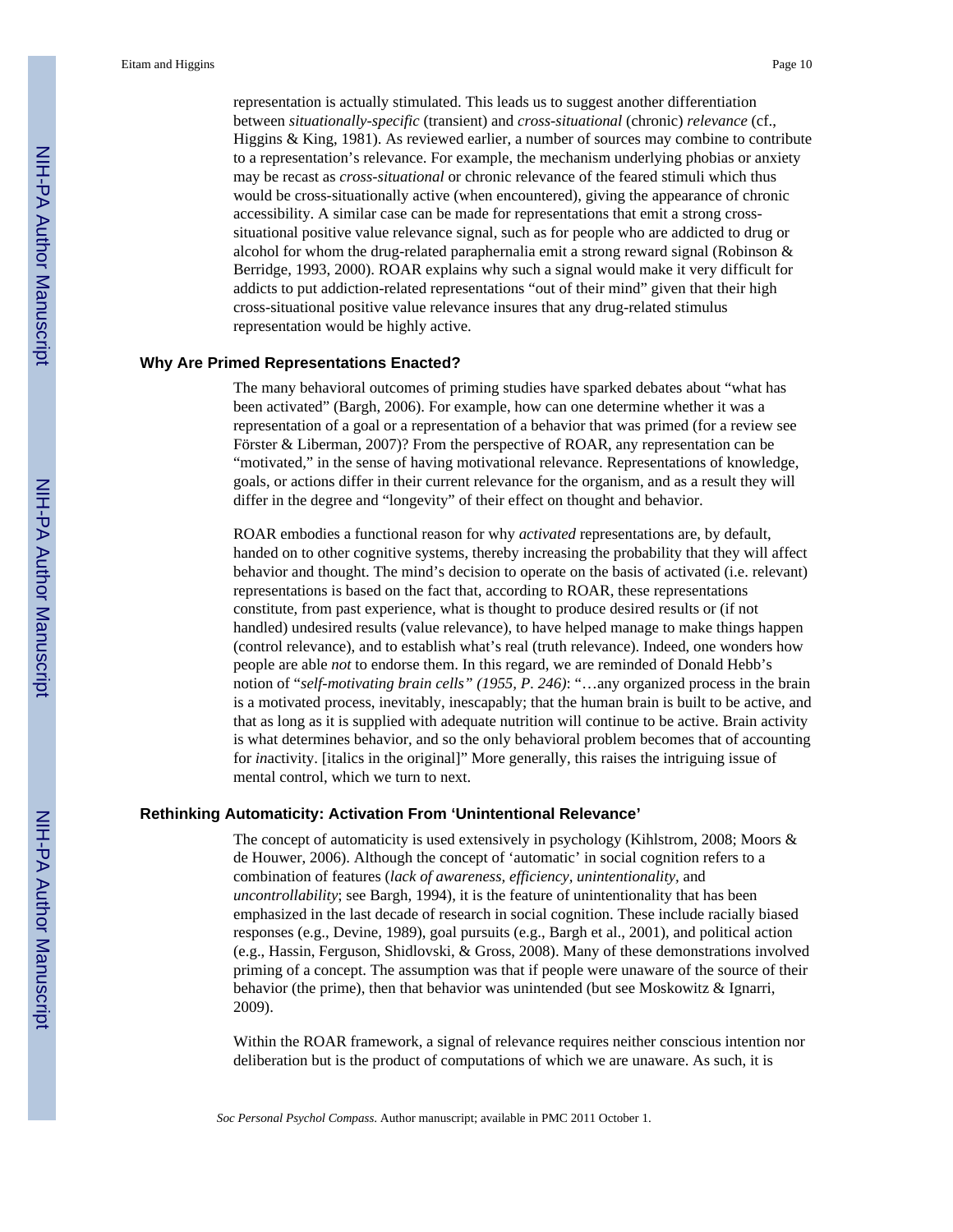representation is actually stimulated. This leads us to suggest another differentiation between *situationally-specific* (transient) and *cross-situational* (chronic) *relevance* (cf., Higgins & King, 1981). As reviewed earlier, a number of sources may combine to contribute to a representation's relevance. For example, the mechanism underlying phobias or anxiety may be recast as *cross-situational* or chronic relevance of the feared stimuli which thus would be cross-situationally active (when encountered), giving the appearance of chronic accessibility. A similar case can be made for representations that emit a strong cross-situational positive value relevance signal, such as for people who are addicted to drug or alcohol for whom the drug-related paraphernalia emit a strong reward signal (Robinson & Berridge, 1993, 2000). ROAR explains why such a signal would make it very difficult for addicts to put addiction-related representations "out of their mind" given that their high cross-situational positive value relevance insures that any drug-related stimulus representation would be highly active.

## Why Are Primed Representations Enacted?

The many behavioral outcomes of priming studies have sparked debates about "what has been activated" (Bargh, 2006). For example, how can one determine whether it was a representation of a goal or a representation of a behavior that was primed (for a review see Förster & Liberman, 2007)? From the perspective of ROAR, any representation can be "motivated," in the sense of having motivational relevance. Representations of knowledge, goals, or actions differ in their current relevance for the organism, and as a result they will differ in the degree and "longevity" of their effect on thought and behavior.

ROAR embodies a functional reason for why *activated* representations are, by default, handed on to other cognitive systems, thereby increasing the probability that they will affect behavior and thought. The mind's decision to operate on the basis of activated (i.e. relevant) representations is based on the fact that, according to ROAR, these representations constitute, from past experience, what is thought to produce desired results or (if not handled) undesired results (value relevance), to have helped manage to make things happen (control relevance), and to establish what's real (truth relevance). Indeed, one wonders how people are able *not* to endorse them. In this regard, we are reminded of Donald Hebb's notion of "*self-motivating brain cells" (1955, P. 246)*: "…any organized process in the brain is a motivated process, inevitably, inescapably; that the human brain is built to be active, and that as long as it is supplied with adequate nutrition will continue to be active. Brain activity is what determines behavior, and so the only behavioral problem becomes that of accounting for *in*activity. [italics in the original]" More generally, this raises the intriguing issue of mental control, which we turn to next.

## Rethinking Automaticity: Activation From 'Unintentional Relevance'

The concept of automaticity is used extensively in psychology (Kihlstrom, 2008; Moors & de Houwer, 2006). Although the concept of 'automatic' in social cognition refers to a combination of features (*lack of awareness, efficiency, unintentionality*, and *uncontrollability*; see Bargh, 1994), it is the feature of unintentionality that has been emphasized in the last decade of research in social cognition. These include racially biased responses (e.g., Devine, 1989), goal pursuits (e.g., Bargh et al., 2001), and political action (e.g., Hassin, Ferguson, Shidlovski, & Gross, 2008). Many of these demonstrations involved priming of a concept. The assumption was that if people were unaware of the source of their behavior (the prime), then that behavior was unintended (but see Moskowitz & Ignarri, 2009).

Within the ROAR framework, a signal of relevance requires neither conscious intention nor deliberation but is the product of computations of which we are unaware. As such, it is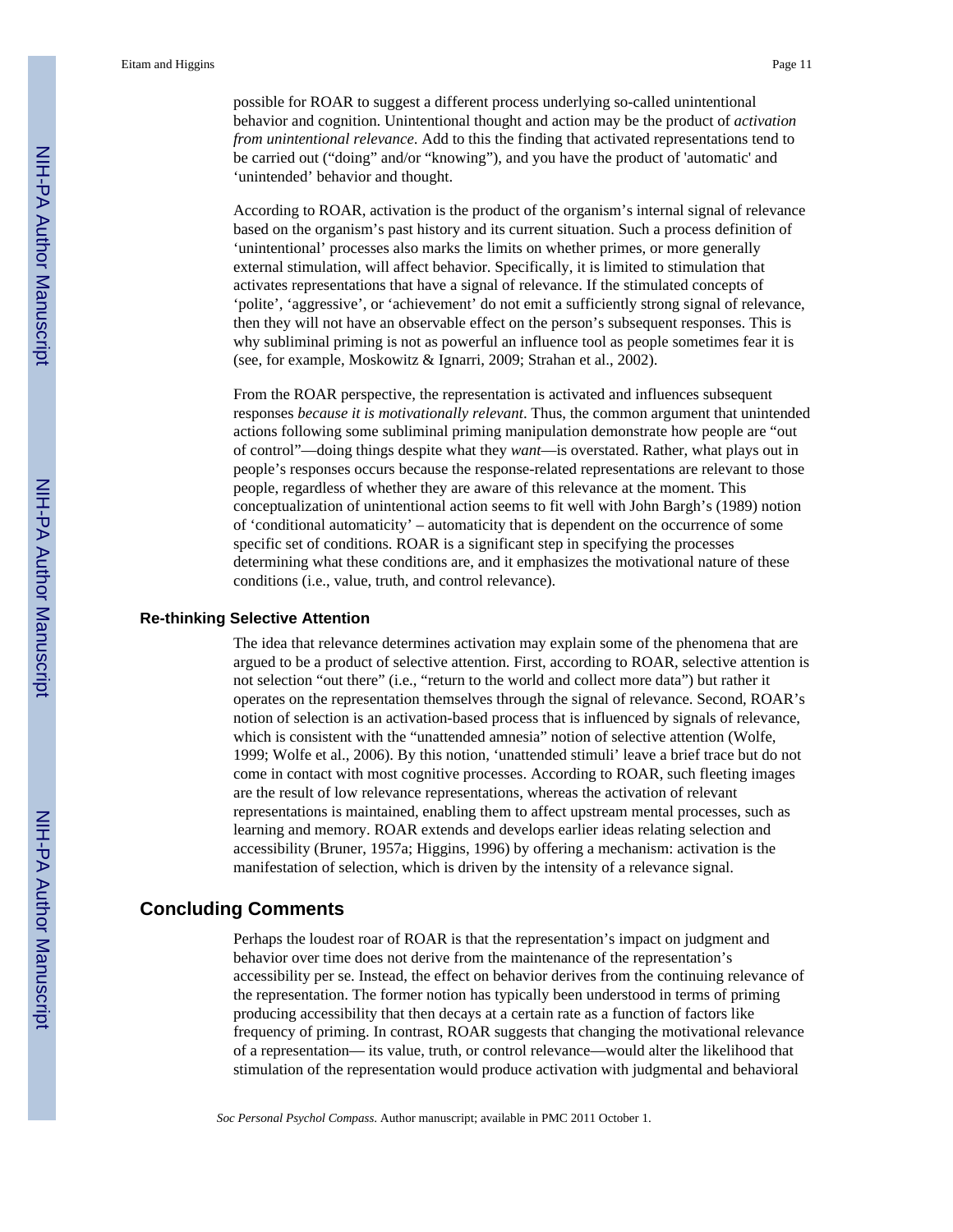possible for ROAR to suggest a different process underlying so-called unintentional behavior and cognition. Unintentional thought and action may be the product of *activation from unintentional relevance*. Add to this the finding that activated representations tend to be carried out ("doing" and/or "knowing"), and you have the product of 'automatic' and 'unintended' behavior and thought.

According to ROAR, activation is the product of the organism's internal signal of relevance based on the organism's past history and its current situation. Such a process definition of 'unintentional' processes also marks the limits on whether primes, or more generally external stimulation, will affect behavior. Specifically, it is limited to stimulation that activates representations that have a signal of relevance. If the stimulated concepts of 'polite', 'aggressive', or 'achievement' do not emit a sufficiently strong signal of relevance, then they will not have an observable effect on the person's subsequent responses. This is why subliminal priming is not as powerful an influence tool as people sometimes fear it is (see, for example, Moskowitz & Ignarri, 2009; Strahan et al., 2002).

From the ROAR perspective, the representation is activated and influences subsequent responses *because it is motivationally relevant*. Thus, the common argument that unintended actions following some subliminal priming manipulation demonstrate how people are "out of control"—doing things despite what they *want*—is overstated. Rather, what plays out in people's responses occurs because the response-related representations are relevant to those people, regardless of whether they are aware of this relevance at the moment. This conceptualization of unintentional action seems to fit well with John Bargh's (1989) notion of 'conditional automaticity' – automaticity that is dependent on the occurrence of some specific set of conditions. ROAR is a significant step in specifying the processes determining what these conditions are, and it emphasizes the motivational nature of these conditions (i.e., value, truth, and control relevance).

### Re-thinking Selective Attention

The idea that relevance determines activation may explain some of the phenomena that are argued to be a product of selective attention. First, according to ROAR, selective attention is not selection "out there" (i.e., "return to the world and collect more data") but rather it operates on the representation themselves through the signal of relevance. Second, ROAR's notion of selection is an activation-based process that is influenced by signals of relevance, which is consistent with the "unattended amnesia" notion of selective attention (Wolfe, 1999; Wolfe et al., 2006). By this notion, 'unattended stimuli' leave a brief trace but do not come in contact with most cognitive processes. According to ROAR, such fleeting images are the result of low relevance representations, whereas the activation of relevant representations is maintained, enabling them to affect upstream mental processes, such as learning and memory. ROAR extends and develops earlier ideas relating selection and accessibility (Bruner, 1957a; Higgins, 1996) by offering a mechanism: activation is the manifestation of selection, which is driven by the intensity of a relevance signal.

## Concluding Comments

Perhaps the loudest roar of ROAR is that the representation's impact on judgment and behavior over time does not derive from the maintenance of the representation's accessibility per se. Instead, the effect on behavior derives from the continuing relevance of the representation. The former notion has typically been understood in terms of priming producing accessibility that then decays at a certain rate as a function of factors like frequency of priming. In contrast, ROAR suggests that changing the motivational relevance of a representation— its value, truth, or control relevance—would alter the likelihood that stimulation of the representation would produce activation with judgmental and behavioral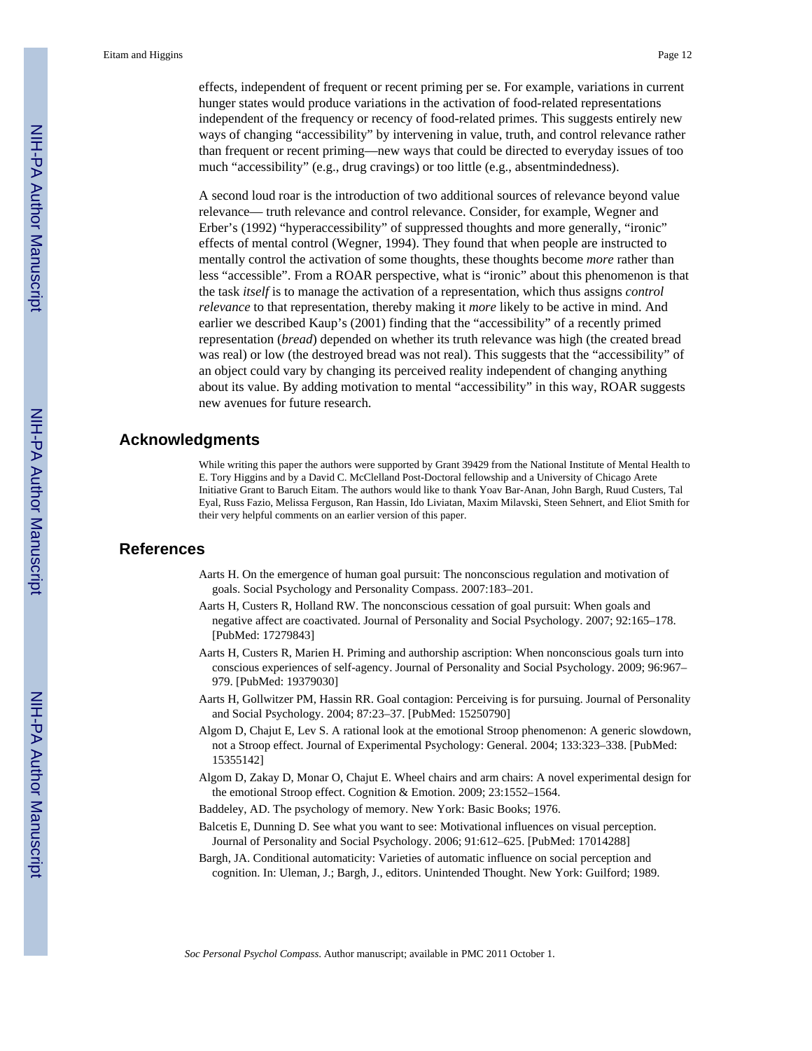effects, independent of frequent or recent priming per se. For example, variations in current hunger states would produce variations in the activation of food-related representations independent of the frequency or recency of food-related primes. This suggests entirely new ways of changing "accessibility" by intervening in value, truth, and control relevance rather than frequent or recent priming—new ways that could be directed to everyday issues of too much "accessibility" (e.g., drug cravings) or too little (e.g., absentmindedness).

A second loud roar is the introduction of two additional sources of relevance beyond value relevance— truth relevance and control relevance. Consider, for example, Wegner and Erber's (1992) "hyperaccessibility" of suppressed thoughts and more generally, "ironic" effects of mental control (Wegner, 1994). They found that when people are instructed to mentally control the activation of some thoughts, these thoughts become *more* rather than less "accessible". From a ROAR perspective, what is "ironic" about this phenomenon is that the task *itself* is to manage the activation of a representation, which thus assigns *control relevance* to that representation, thereby making it *more* likely to be active in mind. And earlier we described Kaup's (2001) finding that the "accessibility" of a recently primed representation (*bread*) depended on whether its truth relevance was high (the created bread was real) or low (the destroyed bread was not real). This suggests that the "accessibility" of an object could vary by changing its perceived reality independent of changing anything about its value. By adding motivation to mental "accessibility" in this way, ROAR suggests new avenues for future research.

## Acknowledgments

While writing this paper the authors were supported by Grant 39429 from the National Institute of Mental Health to E. Tory Higgins and by a David C. McClelland Post-Doctoral fellowship and a University of Chicago Arete Initiative Grant to Baruch Eitam. The authors would like to thank Yoav Bar-Anan, John Bargh, Ruud Custers, Tal Eyal, Russ Fazio, Melissa Ferguson, Ran Hassin, Ido Liviatan, Maxim Milavski, Steen Sehnert, and Eliot Smith for their very helpful comments on an earlier version of this paper.

## References

Aarts H. On the emergence of human goal pursuit: The nonconscious regulation and motivation of goals. Social Psychology and Personality Compass. 2007:183–201.

Aarts H, Custers R, Holland RW. The nonconscious cessation of goal pursuit: When goals and negative affect are coactivated. Journal of Personality and Social Psychology. 2007; 92:165–178. [PubMed: 17279843]

Aarts H, Custers R, Marien H. Priming and authorship ascription: When nonconscious goals turn into conscious experiences of self-agency. Journal of Personality and Social Psychology. 2009; 96:967–979. [PubMed: 19379030]

Aarts H, Gollwitzer PM, Hassin RR. Goal contagion: Perceiving is for pursuing. Journal of Personality and Social Psychology. 2004; 87:23–37. [PubMed: 15250790]

Algom D, Chajut E, Lev S. A rational look at the emotional Stroop phenomenon: A generic slowdown, not a Stroop effect. Journal of Experimental Psychology: General. 2004; 133:323–338. [PubMed: 15355142]

Algom D, Zakay D, Monar O, Chajut E. Wheel chairs and arm chairs: A novel experimental design for the emotional Stroop effect. Cognition & Emotion. 2009; 23:1552–1564.

Baddeley, AD. The psychology of memory. New York: Basic Books; 1976.

Balcetis E, Dunning D. See what you want to see: Motivational influences on visual perception. Journal of Personality and Social Psychology. 2006; 91:612–625. [PubMed: 17014288]

Bargh, JA. Conditional automaticity: Varieties of automatic influence on social perception and cognition. In: Uleman, J.; Bargh, J., editors. Unintended Thought. New York: Guilford; 1989.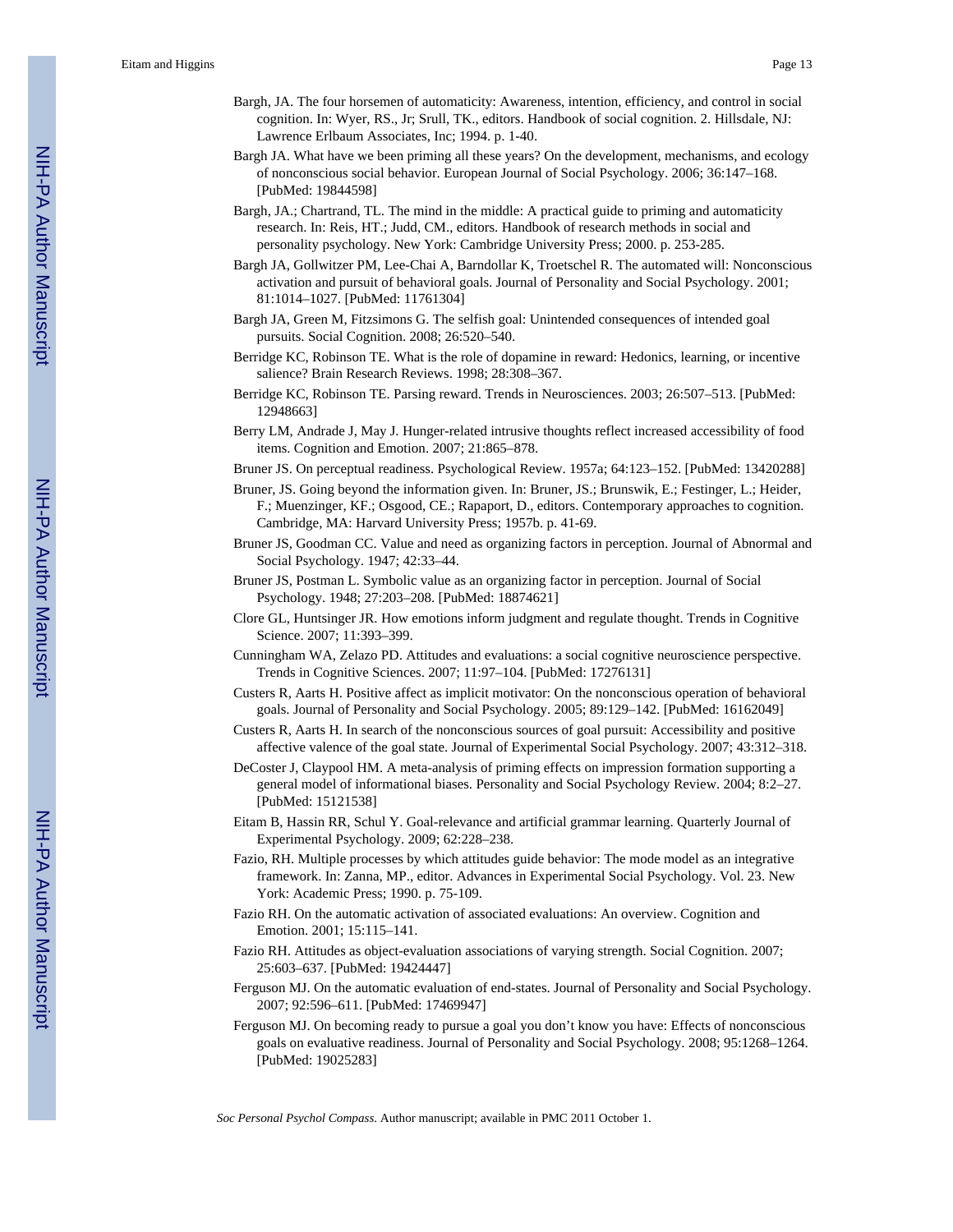Bargh, JA. The four horsemen of automaticity: Awareness, intention, efficiency, and control in social cognition. In: Wyer, RS., Jr; Srull, TK., editors. Handbook of social cognition. 2. Hillsdale, NJ: Lawrence Erlbaum Associates, Inc; 1994. p. 1-40.

Bargh JA. What have we been priming all these years? On the development, mechanisms, and ecology of nonconscious social behavior. European Journal of Social Psychology. 2006; 36:147–168. [PubMed: 19844598]

Bargh, JA.; Chartrand, TL. The mind in the middle: A practical guide to priming and automaticity research. In: Reis, HT.; Judd, CM., editors. Handbook of research methods in social and personality psychology. New York: Cambridge University Press; 2000. p. 253-285.

Bargh JA, Gollwitzer PM, Lee-Chai A, Barndollar K, Troetschel R. The automated will: Nonconscious activation and pursuit of behavioral goals. Journal of Personality and Social Psychology. 2001; 81:1014–1027. [PubMed: 11761304]

Bargh JA, Green M, Fitzsimons G. The selfish goal: Unintended consequences of intended goal pursuits. Social Cognition. 2008; 26:520–540.

Berridge KC, Robinson TE. What is the role of dopamine in reward: Hedonics, learning, or incentive salience? Brain Research Reviews. 1998; 28:308–367.

Berridge KC, Robinson TE. Parsing reward. Trends in Neurosciences. 2003; 26:507–513. [PubMed: 12948663]

Berry LM, Andrade J, May J. Hunger-related intrusive thoughts reflect increased accessibility of food items. Cognition and Emotion. 2007; 21:865–878.

Bruner JS. On perceptual readiness. Psychological Review. 1957a; 64:123–152. [PubMed: 13420288]

Bruner, JS. Going beyond the information given. In: Bruner, JS.; Brunswik, E.; Festinger, L.; Heider, F.; Muenzinger, KF.; Osgood, CE.; Rapaport, D., editors. Contemporary approaches to cognition. Cambridge, MA: Harvard University Press; 1957b. p. 41-69.

Bruner JS, Goodman CC. Value and need as organizing factors in perception. Journal of Abnormal and Social Psychology. 1947; 42:33–44.

Bruner JS, Postman L. Symbolic value as an organizing factor in perception. Journal of Social Psychology. 1948; 27:203–208. [PubMed: 18874621]

Clore GL, Huntsinger JR. How emotions inform judgment and regulate thought. Trends in Cognitive Science. 2007; 11:393–399.

Cunningham WA, Zelazo PD. Attitudes and evaluations: a social cognitive neuroscience perspective. Trends in Cognitive Sciences. 2007; 11:97–104. [PubMed: 17276131]

Custers R, Aarts H. Positive affect as implicit motivator: On the nonconscious operation of behavioral goals. Journal of Personality and Social Psychology. 2005; 89:129–142. [PubMed: 16162049]

Custers R, Aarts H. In search of the nonconscious sources of goal pursuit: Accessibility and positive affective valence of the goal state. Journal of Experimental Social Psychology. 2007; 43:312–318.

DeCoster J, Claypool HM. A meta-analysis of priming effects on impression formation supporting a general model of informational biases. Personality and Social Psychology Review. 2004; 8:2–27. [PubMed: 15121538]

Eitam B, Hassin RR, Schul Y. Goal-relevance and artificial grammar learning. Quarterly Journal of Experimental Psychology. 2009; 62:228–238.

Fazio, RH. Multiple processes by which attitudes guide behavior: The mode model as an integrative framework. In: Zanna, MP., editor. Advances in Experimental Social Psychology. Vol. 23. New York: Academic Press; 1990. p. 75-109.

Fazio RH. On the automatic activation of associated evaluations: An overview. Cognition and Emotion. 2001; 15:115–141.

Fazio RH. Attitudes as object-evaluation associations of varying strength. Social Cognition. 2007; 25:603–637. [PubMed: 19424447]

Ferguson MJ. On the automatic evaluation of end-states. Journal of Personality and Social Psychology. 2007; 92:596–611. [PubMed: 17469947]

Ferguson MJ. On becoming ready to pursue a goal you don't know you have: Effects of nonconscious goals on evaluative readiness. Journal of Personality and Social Psychology. 2008; 95:1268–1264. [PubMed: 19025283]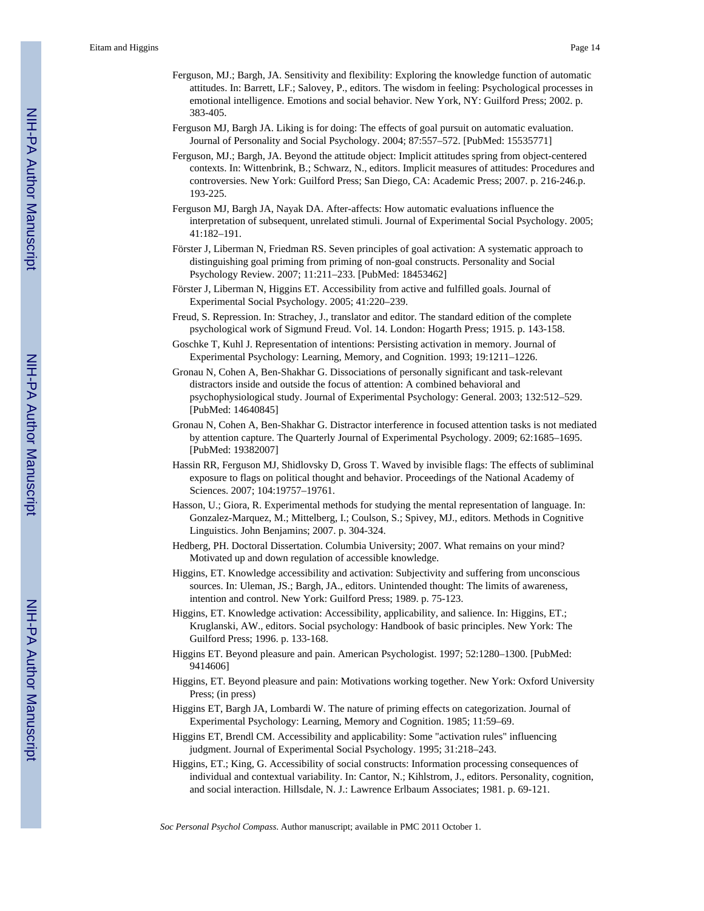Ferguson, MJ.; Bargh, JA. Sensitivity and flexibility: Exploring the knowledge function of automatic attitudes. In: Barrett, LF.; Salovey, P., editors. The wisdom in feeling: Psychological processes in emotional intelligence. Emotions and social behavior. New York, NY: Guilford Press; 2002. p. 383-405.

Ferguson MJ, Bargh JA. Liking is for doing: The effects of goal pursuit on automatic evaluation. Journal of Personality and Social Psychology. 2004; 87:557–572. [PubMed: 15535771]

Ferguson, MJ.; Bargh, JA. Beyond the attitude object: Implicit attitudes spring from object-centered contexts. In: Wittenbrink, B.; Schwarz, N., editors. Implicit measures of attitudes: Procedures and controversies. New York: Guilford Press; San Diego, CA: Academic Press; 2007. p. 216-246.p. 193-225.

Ferguson MJ, Bargh JA, Nayak DA. After-affects: How automatic evaluations influence the interpretation of subsequent, unrelated stimuli. Journal of Experimental Social Psychology. 2005; 41:182–191.

Förster J, Liberman N, Friedman RS. Seven principles of goal activation: A systematic approach to distinguishing goal priming from priming of non-goal constructs. Personality and Social Psychology Review. 2007; 11:211–233. [PubMed: 18453462]

Förster J, Liberman N, Higgins ET. Accessibility from active and fulfilled goals. Journal of Experimental Social Psychology. 2005; 41:220–239.

Freud, S. Repression. In: Strachey, J., translator and editor. The standard edition of the complete psychological work of Sigmund Freud. Vol. 14. London: Hogarth Press; 1915. p. 143-158.

Goschke T, Kuhl J. Representation of intentions: Persisting activation in memory. Journal of Experimental Psychology: Learning, Memory, and Cognition. 1993; 19:1211–1226.

Gronau N, Cohen A, Ben-Shakhar G. Dissociations of personally significant and task-relevant distractors inside and outside the focus of attention: A combined behavioral and psychophysiological study. Journal of Experimental Psychology: General. 2003; 132:512–529. [PubMed: 14640845]

Gronau N, Cohen A, Ben-Shakhar G. Distractor interference in focused attention tasks is not mediated by attention capture. The Quarterly Journal of Experimental Psychology. 2009; 62:1685–1695. [PubMed: 19382007]

Hassin RR, Ferguson MJ, Shidlovsky D, Gross T. Waved by invisible flags: The effects of subliminal exposure to flags on political thought and behavior. Proceedings of the National Academy of Sciences. 2007; 104:19757–19761.

Hasson, U.; Giora, R. Experimental methods for studying the mental representation of language. In: Gonzalez-Marquez, M.; Mittelberg, I.; Coulson, S.; Spivey, MJ., editors. Methods in Cognitive Linguistics. John Benjamins; 2007. p. 304-324.

Hedberg, PH. Doctoral Dissertation. Columbia University; 2007. What remains on your mind? Motivated up and down regulation of accessible knowledge.

Higgins, ET. Knowledge accessibility and activation: Subjectivity and suffering from unconscious sources. In: Uleman, JS.; Bargh, JA., editors. Unintended thought: The limits of awareness, intention and control. New York: Guilford Press; 1989. p. 75-123.

Higgins, ET. Knowledge activation: Accessibility, applicability, and salience. In: Higgins, ET.; Kruglanski, AW., editors. Social psychology: Handbook of basic principles. New York: The Guilford Press; 1996. p. 133-168.

Higgins ET. Beyond pleasure and pain. American Psychologist. 1997; 52:1280–1300. [PubMed: 9414606]

Higgins, ET. Beyond pleasure and pain: Motivations working together. New York: Oxford University Press; (in press)

Higgins ET, Bargh JA, Lombardi W. The nature of priming effects on categorization. Journal of Experimental Psychology: Learning, Memory and Cognition. 1985; 11:59–69.

Higgins ET, Brendl CM. Accessibility and applicability: Some "activation rules" influencing judgment. Journal of Experimental Social Psychology. 1995; 31:218–243.

Higgins, ET.; King, G. Accessibility of social constructs: Information processing consequences of individual and contextual variability. In: Cantor, N.; Kihlstrom, J., editors. Personality, cognition, and social interaction. Hillsdale, N. J.: Lawrence Erlbaum Associates; 1981. p. 69-121.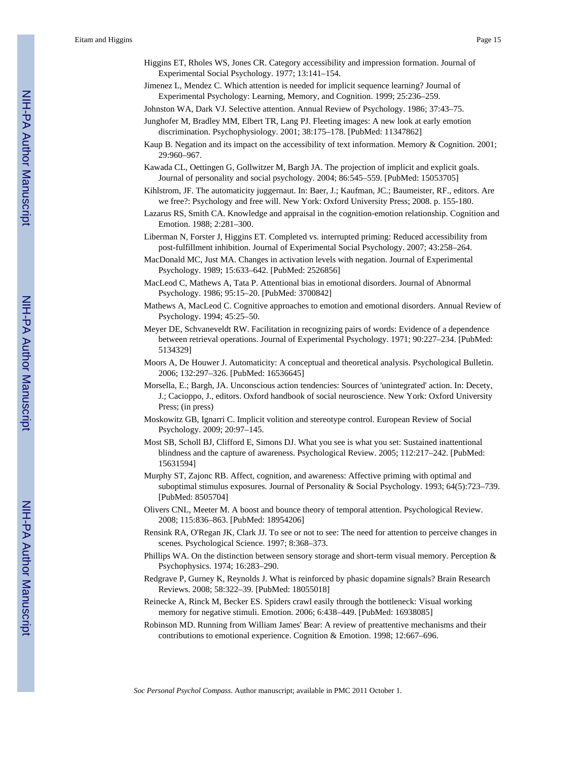Higgins ET, Rholes WS, Jones CR. Category accessibility and impression formation. Journal of Experimental Social Psychology. 1977; 13:141–154.

Jimenez L, Mendez C. Which attention is needed for implicit sequence learning? Journal of Experimental Psychology: Learning, Memory, and Cognition. 1999; 25:236–259.

Johnston WA, Dark VJ. Selective attention. Annual Review of Psychology. 1986; 37:43–75.

Junghofer M, Bradley MM, Elbert TR, Lang PJ. Fleeting images: A new look at early emotion discrimination. Psychophysiology. 2001; 38:175–178. [PubMed: 11347862]

Kaup B. Negation and its impact on the accessibility of text information. Memory & Cognition. 2001; 29:960–967.

Kawada CL, Oettingen G, Gollwitzer M, Bargh JA. The projection of implicit and explicit goals. Journal of personality and social psychology. 2004; 86:545–559. [PubMed: 15053705]

Kihlstrom, JF. The automaticity juggernaut. In: Baer, J.; Kaufman, JC.; Baumeister, RF., editors. Are we free?: Psychology and free will. New York: Oxford University Press; 2008. p. 155-180.

Lazarus RS, Smith CA. Knowledge and appraisal in the cognition-emotion relationship. Cognition and Emotion. 1988; 2:281–300.

Liberman N, Forster J, Higgins ET. Completed vs. interrupted priming: Reduced accessibility from post-fulfillment inhibition. Journal of Experimental Social Psychology. 2007; 43:258–264.

MacDonald MC, Just MA. Changes in activation levels with negation. Journal of Experimental Psychology. 1989; 15:633–642. [PubMed: 2526856]

MacLeod C, Mathews A, Tata P. Attentional bias in emotional disorders. Journal of Abnormal Psychology. 1986; 95:15–20. [PubMed: 3700842]

Mathews A, MacLeod C. Cognitive approaches to emotion and emotional disorders. Annual Review of Psychology. 1994; 45:25–50.

Meyer DE, Schvaneveldt RW. Facilitation in recognizing pairs of words: Evidence of a dependence between retrieval operations. Journal of Experimental Psychology. 1971; 90:227–234. [PubMed: 5134329]

Moors A, De Houwer J. Automaticity: A conceptual and theoretical analysis. Psychological Bulletin. 2006; 132:297–326. [PubMed: 16536645]

Morsella, E.; Bargh, JA. Unconscious action tendencies: Sources of 'unintegrated' action. In: Decety, J.; Cacioppo, J., editors. Oxford handbook of social neuroscience. New York: Oxford University Press; (in press)

Moskowitz GB, Ignarri C. Implicit volition and stereotype control. European Review of Social Psychology. 2009; 20:97–145.

Most SB, Scholl BJ, Clifford E, Simons DJ. What you see is what you set: Sustained inattentional blindness and the capture of awareness. Psychological Review. 2005; 112:217–242. [PubMed: 15631594]

Murphy ST, Zajonc RB. Affect, cognition, and awareness: Affective priming with optimal and suboptimal stimulus exposures. Journal of Personality & Social Psychology. 1993; 64(5):723–739. [PubMed: 8505704]

Olivers CNL, Meeter M. A boost and bounce theory of temporal attention. Psychological Review. 2008; 115:836–863. [PubMed: 18954206]

Rensink RA, O'Regan JK, Clark JJ. To see or not to see: The need for attention to perceive changes in scenes. Psychological Science. 1997; 8:368–373.

Phillips WA. On the distinction between sensory storage and short-term visual memory. Perception & Psychophysics. 1974; 16:283–290.

Redgrave P, Gurney K, Reynolds J. What is reinforced by phasic dopamine signals? Brain Research Reviews. 2008; 58:322–39. [PubMed: 18055018]

Reinecke A, Rinck M, Becker ES. Spiders crawl easily through the bottleneck: Visual working memory for negative stimuli. Emotion. 2006; 6:438–449. [PubMed: 16938085]

Robinson MD. Running from William James' Bear: A review of preattentive mechanisms and their contributions to emotional experience. Cognition & Emotion. 1998; 12:667–696.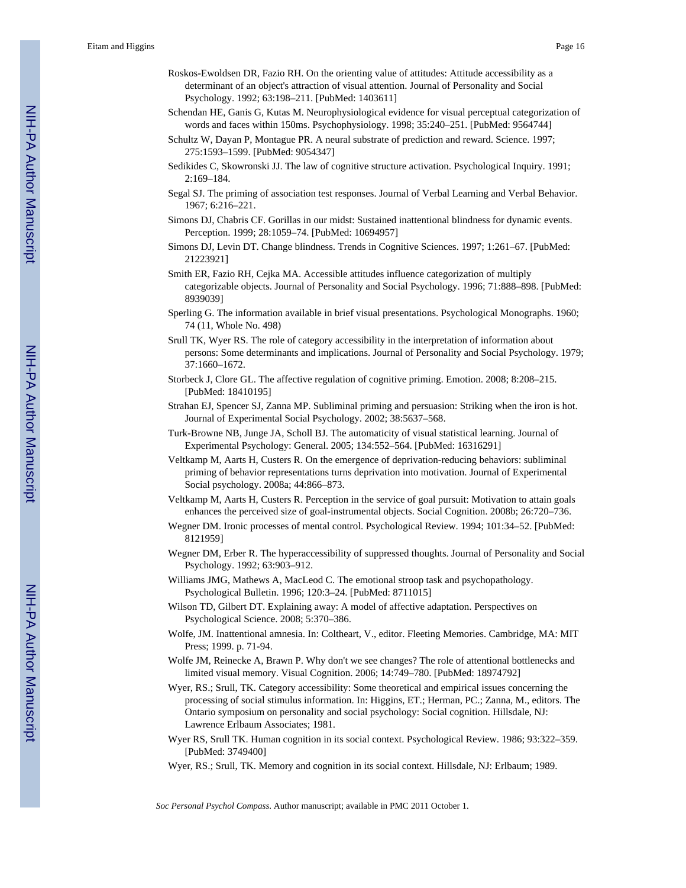Roskos-Ewoldsen DR, Fazio RH. On the orienting value of attitudes: Attitude accessibility as a determinant of an object's attraction of visual attention. Journal of Personality and Social Psychology. 1992; 63:198–211. [PubMed: 1403611]

Schendan HE, Ganis G, Kutas M. Neurophysiological evidence for visual perceptual categorization of words and faces within 150ms. Psychophysiology. 1998; 35:240–251. [PubMed: 9564744]

Schultz W, Dayan P, Montague PR. A neural substrate of prediction and reward. Science. 1997; 275:1593–1599. [PubMed: 9054347]

Sedikides C, Skowronski JJ. The law of cognitive structure activation. Psychological Inquiry. 1991; 2:169–184.

Segal SJ. The priming of association test responses. Journal of Verbal Learning and Verbal Behavior. 1967; 6:216–221.

Simons DJ, Chabris CF. Gorillas in our midst: Sustained inattentional blindness for dynamic events. Perception. 1999; 28:1059–74. [PubMed: 10694957]

Simons DJ, Levin DT. Change blindness. Trends in Cognitive Sciences. 1997; 1:261–67. [PubMed: 21223921]

Smith ER, Fazio RH, Cejka MA. Accessible attitudes influence categorization of multiply categorizable objects. Journal of Personality and Social Psychology. 1996; 71:888–898. [PubMed: 8939039]

Sperling G. The information available in brief visual presentations. Psychological Monographs. 1960; 74 (11, Whole No. 498)

Srull TK, Wyer RS. The role of category accessibility in the interpretation of information about persons: Some determinants and implications. Journal of Personality and Social Psychology. 1979; 37:1660–1672.

Storbeck J, Clore GL. The affective regulation of cognitive priming. Emotion. 2008; 8:208–215. [PubMed: 18410195]

Strahan EJ, Spencer SJ, Zanna MP. Subliminal priming and persuasion: Striking when the iron is hot. Journal of Experimental Social Psychology. 2002; 38:5637–568.

Turk-Browne NB, Junge JA, Scholl BJ. The automaticity of visual statistical learning. Journal of Experimental Psychology: General. 2005; 134:552–564. [PubMed: 16316291]

Veltkamp M, Aarts H, Custers R. On the emergence of deprivation-reducing behaviors: subliminal priming of behavior representations turns deprivation into motivation. Journal of Experimental Social psychology. 2008a; 44:866–873.

Veltkamp M, Aarts H, Custers R. Perception in the service of goal pursuit: Motivation to attain goals enhances the perceived size of goal-instrumental objects. Social Cognition. 2008b; 26:720–736.

Wegner DM. Ironic processes of mental control. Psychological Review. 1994; 101:34–52. [PubMed: 8121959]

Wegner DM, Erber R. The hyperaccessibility of suppressed thoughts. Journal of Personality and Social Psychology. 1992; 63:903–912.

Williams JMG, Mathews A, MacLeod C. The emotional stroop task and psychopathology. Psychological Bulletin. 1996; 120:3–24. [PubMed: 8711015]

Wilson TD, Gilbert DT. Explaining away: A model of affective adaptation. Perspectives on Psychological Science. 2008; 5:370–386.

Wolfe, JM. Inattentional amnesia. In: Coltheart, V., editor. Fleeting Memories. Cambridge, MA: MIT Press; 1999. p. 71-94.

Wolfe JM, Reinecke A, Brawn P. Why don't we see changes? The role of attentional bottlenecks and limited visual memory. Visual Cognition. 2006; 14:749–780. [PubMed: 18974792]

Wyer, RS.; Srull, TK. Category accessibility: Some theoretical and empirical issues concerning the processing of social stimulus information. In: Higgins, ET.; Herman, PC.; Zanna, M., editors. The Ontario symposium on personality and social psychology: Social cognition. Hillsdale, NJ: Lawrence Erlbaum Associates; 1981.

Wyer RS, Srull TK. Human cognition in its social context. Psychological Review. 1986; 93:322–359. [PubMed: 3749400]

Wyer, RS.; Srull, TK. Memory and cognition in its social context. Hillsdale, NJ: Erlbaum; 1989.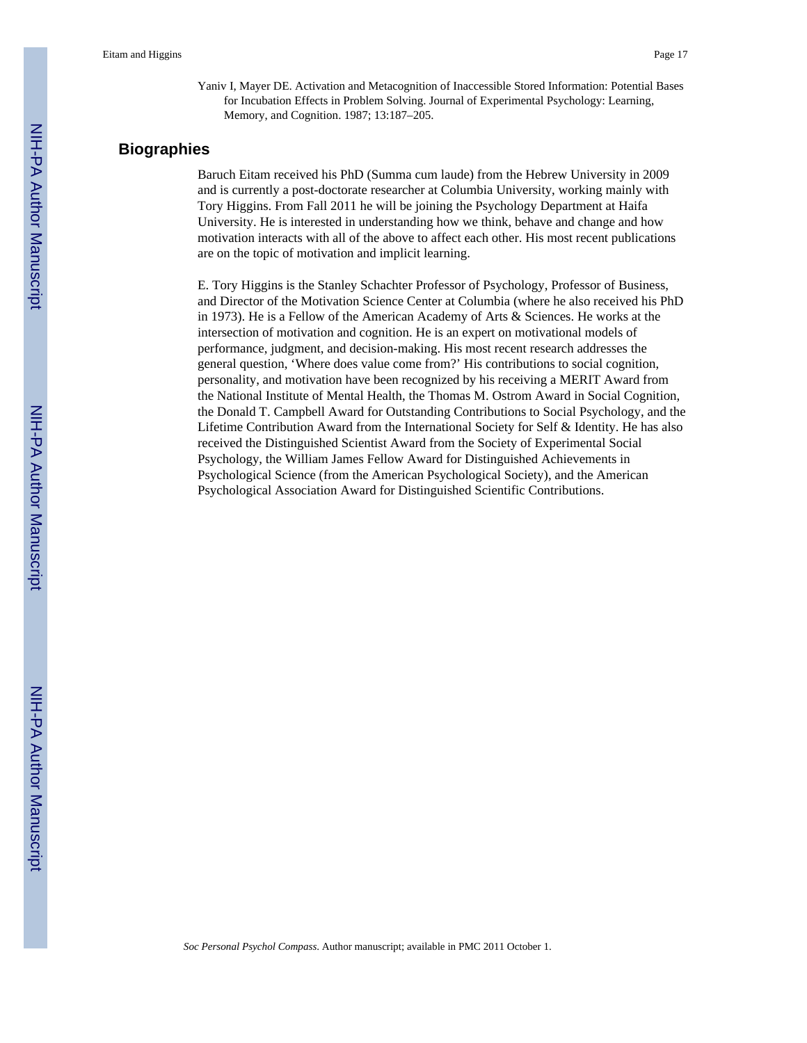Yaniv I, Mayer DE. Activation and Metacognition of Inaccessible Stored Information: Potential Bases for Incubation Effects in Problem Solving. Journal of Experimental Psychology: Learning, Memory, and Cognition. 1987; 13:187–205.

## Biographies

Baruch Eitam received his PhD (Summa cum laude) from the Hebrew University in 2009 and is currently a post-doctorate researcher at Columbia University, working mainly with Tory Higgins. From Fall 2011 he will be joining the Psychology Department at Haifa University. He is interested in understanding how we think, behave and change and how motivation interacts with all of the above to affect each other. His most recent publications are on the topic of motivation and implicit learning.

E. Tory Higgins is the Stanley Schachter Professor of Psychology, Professor of Business, and Director of the Motivation Science Center at Columbia (where he also received his PhD in 1973). He is a Fellow of the American Academy of Arts & Sciences. He works at the intersection of motivation and cognition. He is an expert on motivational models of performance, judgment, and decision-making. His most recent research addresses the general question, 'Where does value come from?' His contributions to social cognition, personality, and motivation have been recognized by his receiving a MERIT Award from the National Institute of Mental Health, the Thomas M. Ostrom Award in Social Cognition, the Donald T. Campbell Award for Outstanding Contributions to Social Psychology, and the Lifetime Contribution Award from the International Society for Self & Identity. He has also received the Distinguished Scientist Award from the Society of Experimental Social Psychology, the William James Fellow Award for Distinguished Achievements in Psychological Science (from the American Psychological Society), and the American Psychological Association Award for Distinguished Scientific Contributions.